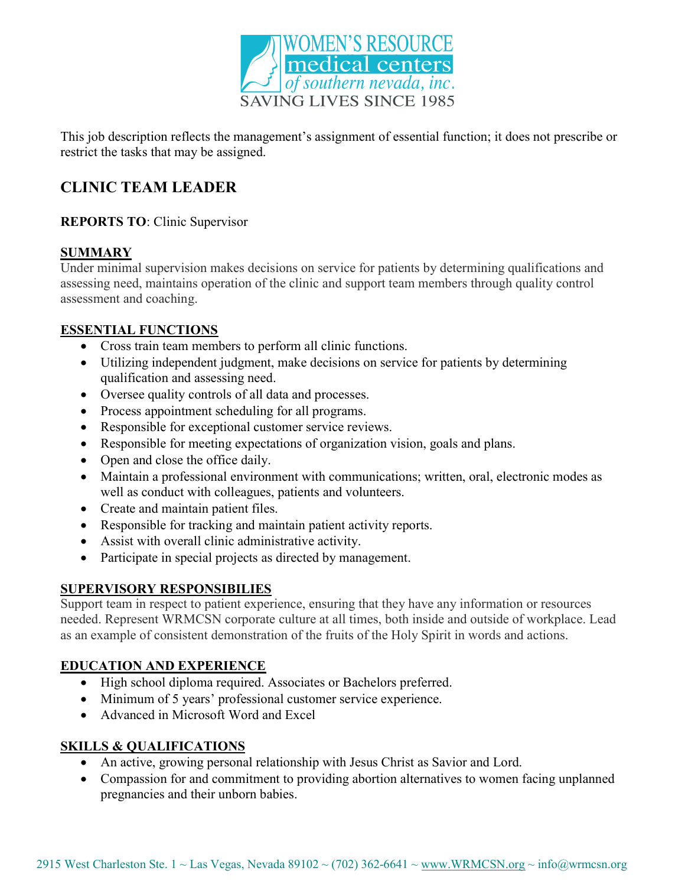WOMEN'S RESOURCE medical centers of southern nevada, inc.
SAVING LIVES SINCE 1985

This job description reflects the management's assignment of essential function; it does not prescribe or restrict the tasks that may be assigned.

## CLINIC TEAM LEADER

**REPORTS TO**: Clinic Supervisor

### SUMMARY

Under minimal supervision makes decisions on service for patients by determining qualifications and assessing need, maintains operation of the clinic and support team members through quality control assessment and coaching.

### ESSENTIAL FUNCTIONS

- Cross train team members to perform all clinic functions.
- Utilizing independent judgment, make decisions on service for patients by determining qualification and assessing need.
- Oversee quality controls of all data and processes.
- Process appointment scheduling for all programs.
- Responsible for exceptional customer service reviews.
- Responsible for meeting expectations of organization vision, goals and plans.
- Open and close the office daily.
- Maintain a professional environment with communications; written, oral, electronic modes as well as conduct with colleagues, patients and volunteers.
- Create and maintain patient files.
- Responsible for tracking and maintain patient activity reports.
- Assist with overall clinic administrative activity.
- Participate in special projects as directed by management.

### SUPERVISORY RESPONSIBILIES

Support team in respect to patient experience, ensuring that they have any information or resources needed. Represent WRMCSN corporate culture at all times, both inside and outside of workplace. Lead as an example of consistent demonstration of the fruits of the Holy Spirit in words and actions.

### EDUCATION AND EXPERIENCE

- High school diploma required. Associates or Bachelors preferred.
- Minimum of 5 years' professional customer service experience.
- Advanced in Microsoft Word and Excel

### SKILLS & QUALIFICATIONS

- An active, growing personal relationship with Jesus Christ as Savior and Lord.
- Compassion for and commitment to providing abortion alternatives to women facing unplanned pregnancies and their unborn babies.

2915 West Charleston Ste. 1 ~ Las Vegas, Nevada 89102 ~ (702) 362-6641 ~ www.WRMCSN.org ~ info@wrmcsn.org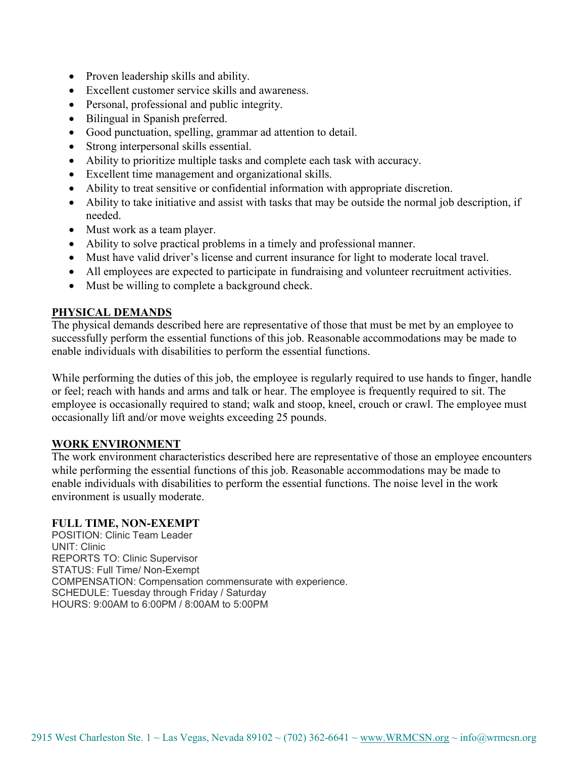- Proven leadership skills and ability.
- Excellent customer service skills and awareness.
- Personal, professional and public integrity.
- Bilingual in Spanish preferred.
- Good punctuation, spelling, grammar ad attention to detail.
- Strong interpersonal skills essential.
- Ability to prioritize multiple tasks and complete each task with accuracy.
- Excellent time management and organizational skills.
- Ability to treat sensitive or confidential information with appropriate discretion.
- Ability to take initiative and assist with tasks that may be outside the normal job description, if needed.
- Must work as a team player.
- Ability to solve practical problems in a timely and professional manner.
- Must have valid driver's license and current insurance for light to moderate local travel.
- All employees are expected to participate in fundraising and volunteer recruitment activities.
- Must be willing to complete a background check.

## PHYSICAL DEMANDS

The physical demands described here are representative of those that must be met by an employee to successfully perform the essential functions of this job. Reasonable accommodations may be made to enable individuals with disabilities to perform the essential functions.

While performing the duties of this job, the employee is regularly required to use hands to finger, handle or feel; reach with hands and arms and talk or hear. The employee is frequently required to sit. The employee is occasionally required to stand; walk and stoop, kneel, crouch or crawl. The employee must occasionally lift and/or move weights exceeding 25 pounds.

## WORK ENVIRONMENT

The work environment characteristics described here are representative of those an employee encounters while performing the essential functions of this job. Reasonable accommodations may be made to enable individuals with disabilities to perform the essential functions. The noise level in the work environment is usually moderate.

### FULL TIME, NON-EXEMPT

POSITION: Clinic Team Leader
UNIT: Clinic
REPORTS TO: Clinic Supervisor
STATUS: Full Time/ Non-Exempt
COMPENSATION: Compensation commensurate with experience.
SCHEDULE: Tuesday through Friday / Saturday
HOURS: 9:00AM to 6:00PM / 8:00AM to 5:00PM

2915 West Charleston Ste. 1 ~ Las Vegas, Nevada 89102 ~ (702) 362-6641 ~ www.WRMCSN.org ~ info@wrmcsn.org